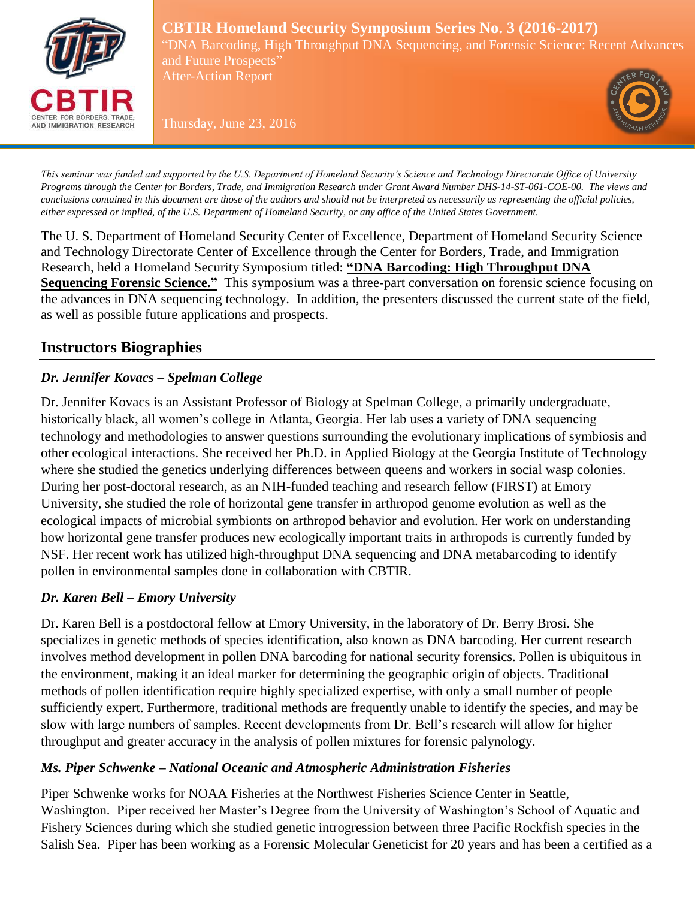# CBTIR Homeland Security Symposium Series No. 3 (2016-2017)

"DNA Barcoding, High Throughput DNA Sequencing, and Forensic Science: Recent Advances and Future Prospects"

After-Action Report

Thursday, June 23, 2016

*This seminar was funded and supported by the U.S. Department of Homeland Security's Science and Technology Directorate Office of University Programs through the Center for Borders, Trade, and Immigration Research under Grant Award Number DHS-14-ST-061-COE-00. The views and conclusions contained in this document are those of the authors and should not be interpreted as necessarily as representing the official policies, either expressed or implied, of the U.S. Department of Homeland Security, or any office of the United States Government.*

The U. S. Department of Homeland Security Center of Excellence, Department of Homeland Security Science and Technology Directorate Center of Excellence through the Center for Borders, Trade, and Immigration Research, held a Homeland Security Symposium titled: **"DNA Barcoding: High Throughput DNA Sequencing Forensic Science."** This symposium was a three-part conversation on forensic science focusing on the advances in DNA sequencing technology. In addition, the presenters discussed the current state of the field, as well as possible future applications and prospects.

## Instructors Biographies

### *Dr. Jennifer Kovacs – Spelman College*

Dr. Jennifer Kovacs is an Assistant Professor of Biology at Spelman College, a primarily undergraduate, historically black, all women's college in Atlanta, Georgia. Her lab uses a variety of DNA sequencing technology and methodologies to answer questions surrounding the evolutionary implications of symbiosis and other ecological interactions. She received her Ph.D. in Applied Biology at the Georgia Institute of Technology where she studied the genetics underlying differences between queens and workers in social wasp colonies. During her post-doctoral research, as an NIH-funded teaching and research fellow (FIRST) at Emory University, she studied the role of horizontal gene transfer in arthropod genome evolution as well as the ecological impacts of microbial symbionts on arthropod behavior and evolution. Her work on understanding how horizontal gene transfer produces new ecologically important traits in arthropods is currently funded by NSF. Her recent work has utilized high-throughput DNA sequencing and DNA metabarcoding to identify pollen in environmental samples done in collaboration with CBTIR.

### *Dr. Karen Bell – Emory University*

Dr. Karen Bell is a postdoctoral fellow at Emory University, in the laboratory of Dr. Berry Brosi. She specializes in genetic methods of species identification, also known as DNA barcoding. Her current research involves method development in pollen DNA barcoding for national security forensics. Pollen is ubiquitous in the environment, making it an ideal marker for determining the geographic origin of objects. Traditional methods of pollen identification require highly specialized expertise, with only a small number of people sufficiently expert. Furthermore, traditional methods are frequently unable to identify the species, and may be slow with large numbers of samples. Recent developments from Dr. Bell's research will allow for higher throughput and greater accuracy in the analysis of pollen mixtures for forensic palynology.

### *Ms. Piper Schwenke – National Oceanic and Atmospheric Administration Fisheries*

Piper Schwenke works for NOAA Fisheries at the Northwest Fisheries Science Center in Seattle, Washington. Piper received her Master's Degree from the University of Washington's School of Aquatic and Fishery Sciences during which she studied genetic introgression between three Pacific Rockfish species in the Salish Sea. Piper has been working as a Forensic Molecular Geneticist for 20 years and has been a certified as a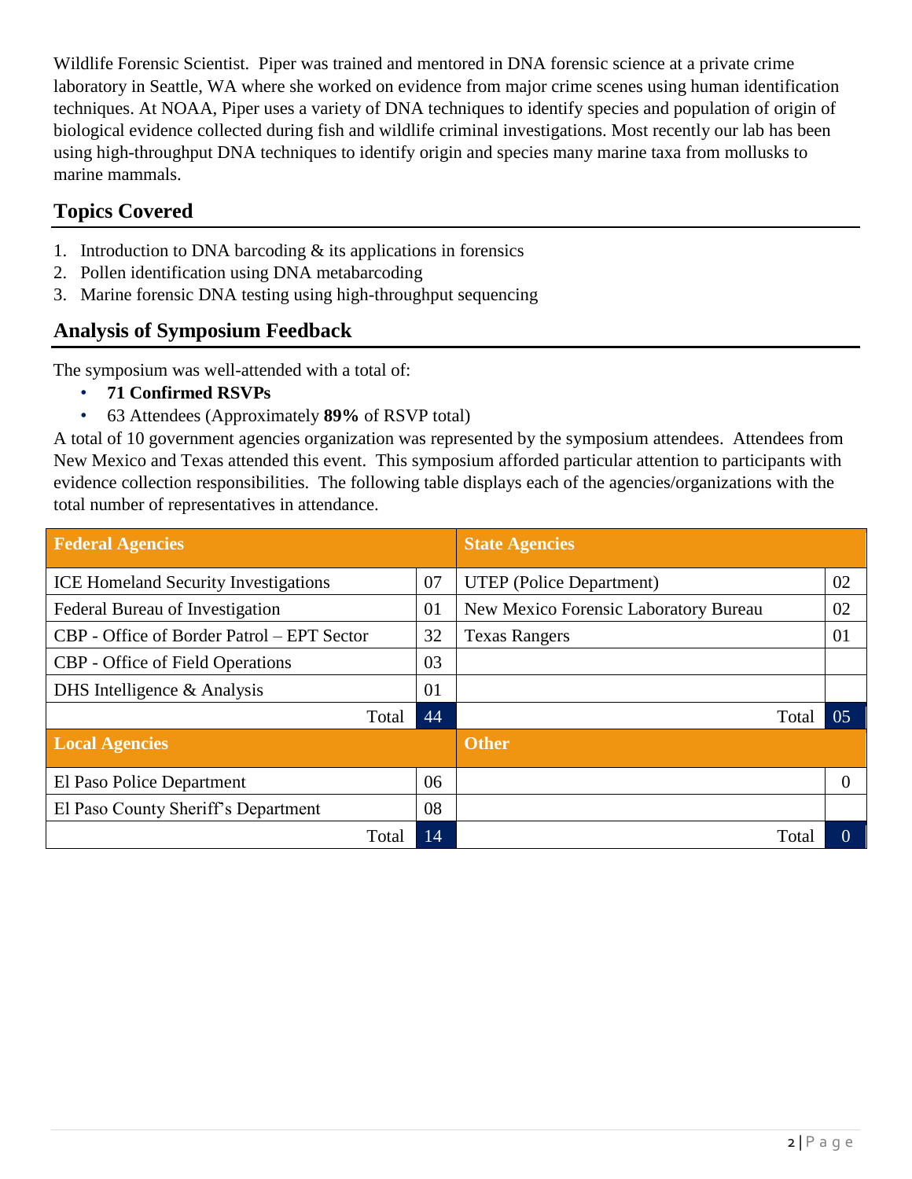Wildlife Forensic Scientist. Piper was trained and mentored in DNA forensic science at a private crime laboratory in Seattle, WA where she worked on evidence from major crime scenes using human identification techniques. At NOAA, Piper uses a variety of DNA techniques to identify species and population of origin of biological evidence collected during fish and wildlife criminal investigations. Most recently our lab has been using high-throughput DNA techniques to identify origin and species many marine taxa from mollusks to marine mammals.

## Topics Covered

1. Introduction to DNA barcoding & its applications in forensics
2. Pollen identification using DNA metabarcoding
3. Marine forensic DNA testing using high-throughput sequencing

## Analysis of Symposium Feedback

The symposium was well-attended with a total of:

- **71 Confirmed RSVPs**
- 63 Attendees (Approximately **89%** of RSVP total)

A total of 10 government agencies organization was represented by the symposium attendees. Attendees from New Mexico and Texas attended this event. This symposium afforded particular attention to participants with evidence collection responsibilities. The following table displays each of the agencies/organizations with the total number of representatives in attendance.

| **Federal Agencies** | | **State Agencies** | |
|---|---|---|---|
| ICE Homeland Security Investigations | 07 | UTEP (Police Department) | 02 |
| Federal Bureau of Investigation | 01 | New Mexico Forensic Laboratory Bureau | 02 |
| CBP - Office of Border Patrol – EPT Sector | 32 | Texas Rangers | 01 |
| CBP - Office of Field Operations | 03 | | |
| DHS Intelligence & Analysis | 01 | | |
| Total | 44 | Total | 05 |
| **Local Agencies** | | **Other** | |
| El Paso Police Department | 06 | | 0 |
| El Paso County Sheriff's Department | 08 | | |
| Total | 14 | Total | 0 |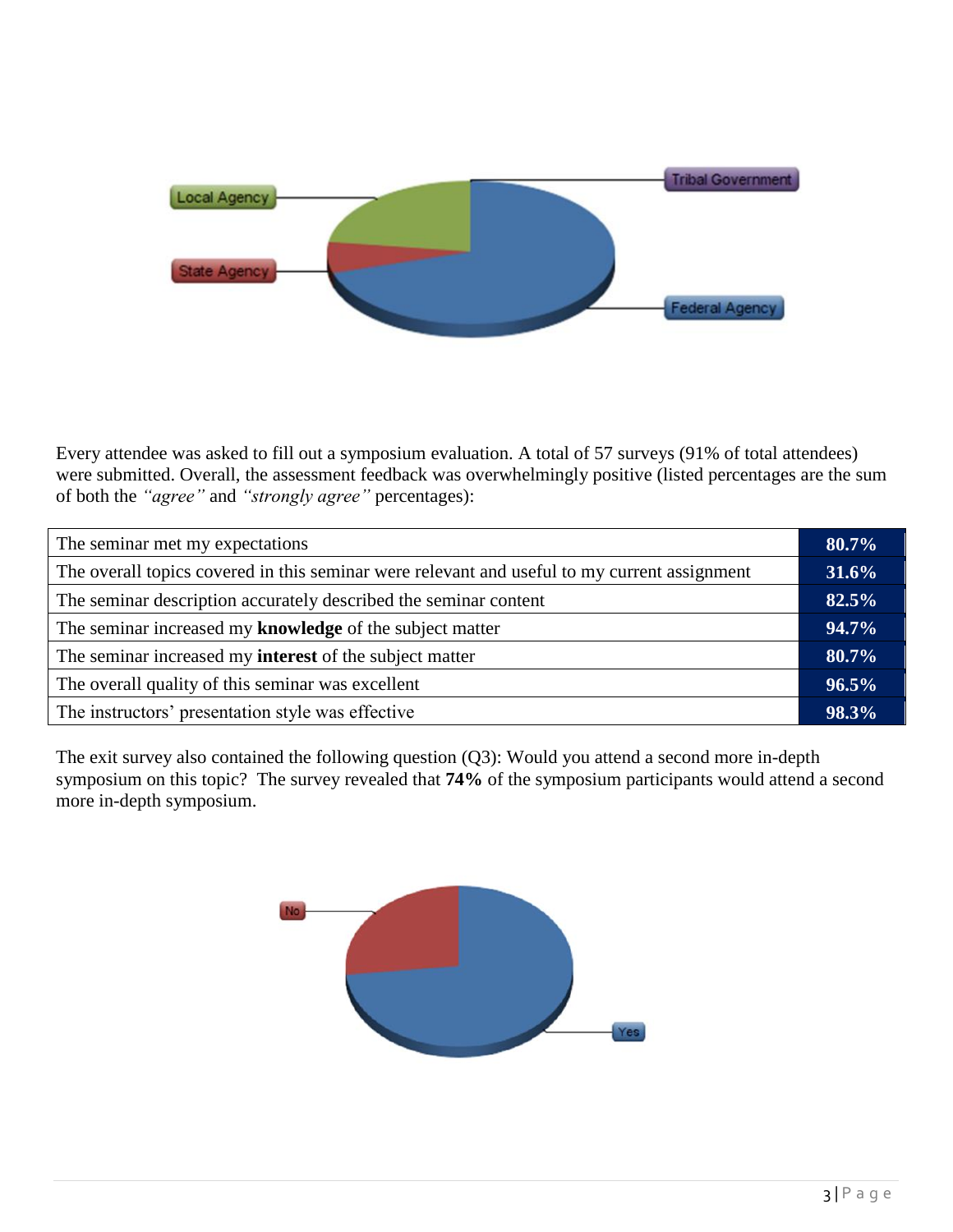Local Agency
State Agency
Tribal Government
Federal Agency

Every attendee was asked to fill out a symposium evaluation. A total of 57 surveys (91% of total attendees) were submitted. Overall, the assessment feedback was overwhelmingly positive (listed percentages are the sum of both the *"agree"* and *"strongly agree"* percentages):

| | |
|---|---|
| The seminar met my expectations | **80.7%** |
| The overall topics covered in this seminar were relevant and useful to my current assignment | **31.6%** |
| The seminar description accurately described the seminar content | **82.5%** |
| The seminar increased my **knowledge** of the subject matter | **94.7%** |
| The seminar increased my **interest** of the subject matter | **80.7%** |
| The overall quality of this seminar was excellent | **96.5%** |
| The instructors' presentation style was effective | **98.3%** |

The exit survey also contained the following question (Q3): Would you attend a second more in-depth symposium on this topic? The survey revealed that **74%** of the symposium participants would attend a second more in-depth symposium.

No
Yes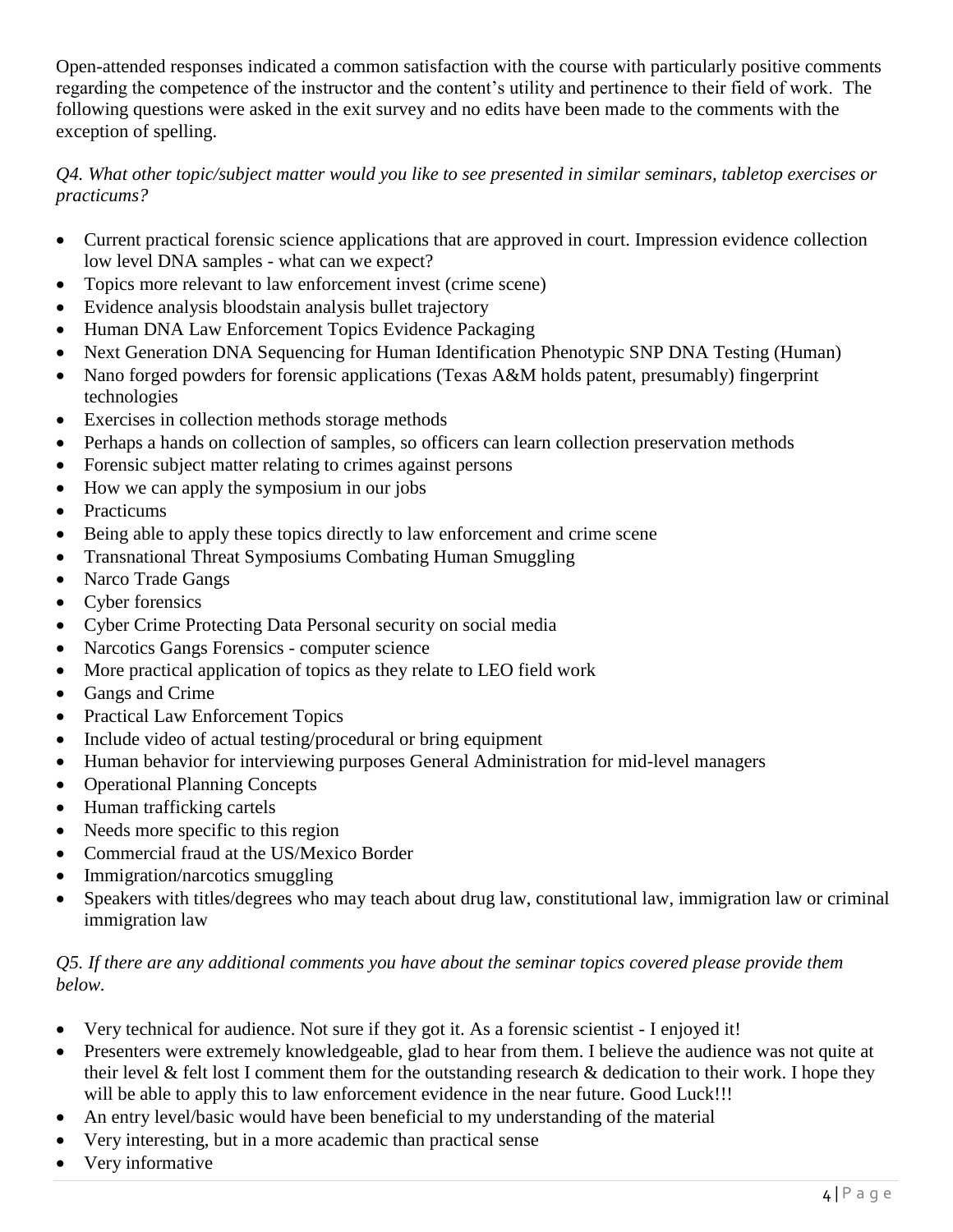Open-attended responses indicated a common satisfaction with the course with particularly positive comments regarding the competence of the instructor and the content's utility and pertinence to their field of work. The following questions were asked in the exit survey and no edits have been made to the comments with the exception of spelling.

*Q4. What other topic/subject matter would you like to see presented in similar seminars, tabletop exercises or practicums?*

- Current practical forensic science applications that are approved in court. Impression evidence collection low level DNA samples - what can we expect?
- Topics more relevant to law enforcement invest (crime scene)
- Evidence analysis bloodstain analysis bullet trajectory
- Human DNA Law Enforcement Topics Evidence Packaging
- Next Generation DNA Sequencing for Human Identification Phenotypic SNP DNA Testing (Human)
- Nano forged powders for forensic applications (Texas A&M holds patent, presumably) fingerprint technologies
- Exercises in collection methods storage methods
- Perhaps a hands on collection of samples, so officers can learn collection preservation methods
- Forensic subject matter relating to crimes against persons
- How we can apply the symposium in our jobs
- Practicums
- Being able to apply these topics directly to law enforcement and crime scene
- Transnational Threat Symposiums Combating Human Smuggling
- Narco Trade Gangs
- Cyber forensics
- Cyber Crime Protecting Data Personal security on social media
- Narcotics Gangs Forensics - computer science
- More practical application of topics as they relate to LEO field work
- Gangs and Crime
- Practical Law Enforcement Topics
- Include video of actual testing/procedural or bring equipment
- Human behavior for interviewing purposes General Administration for mid-level managers
- Operational Planning Concepts
- Human trafficking cartels
- Needs more specific to this region
- Commercial fraud at the US/Mexico Border
- Immigration/narcotics smuggling
- Speakers with titles/degrees who may teach about drug law, constitutional law, immigration law or criminal immigration law

*Q5. If there are any additional comments you have about the seminar topics covered please provide them below.*

- Very technical for audience. Not sure if they got it. As a forensic scientist - I enjoyed it!
- Presenters were extremely knowledgeable, glad to hear from them. I believe the audience was not quite at their level & felt lost I comment them for the outstanding research & dedication to their work. I hope they will be able to apply this to law enforcement evidence in the near future. Good Luck!!!
- An entry level/basic would have been beneficial to my understanding of the material
- Very interesting, but in a more academic than practical sense
- Very informative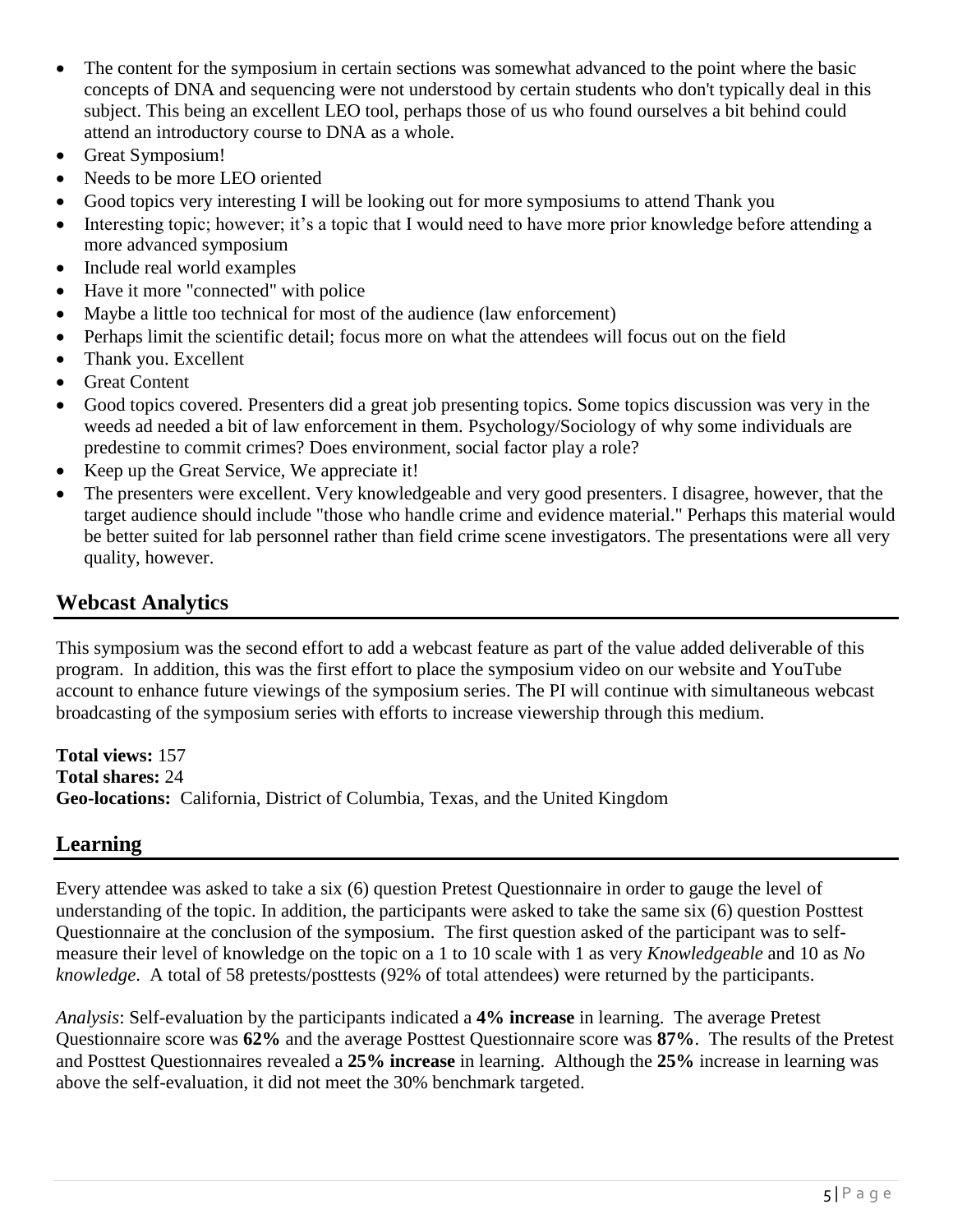- The content for the symposium in certain sections was somewhat advanced to the point where the basic concepts of DNA and sequencing were not understood by certain students who don't typically deal in this subject. This being an excellent LEO tool, perhaps those of us who found ourselves a bit behind could attend an introductory course to DNA as a whole.
- Great Symposium!
- Needs to be more LEO oriented
- Good topics very interesting I will be looking out for more symposiums to attend Thank you
- Interesting topic; however; it's a topic that I would need to have more prior knowledge before attending a more advanced symposium
- Include real world examples
- Have it more "connected" with police
- Maybe a little too technical for most of the audience (law enforcement)
- Perhaps limit the scientific detail; focus more on what the attendees will focus out on the field
- Thank you. Excellent
- Great Content
- Good topics covered. Presenters did a great job presenting topics. Some topics discussion was very in the weeds ad needed a bit of law enforcement in them. Psychology/Sociology of why some individuals are predestine to commit crimes? Does environment, social factor play a role?
- Keep up the Great Service, We appreciate it!
- The presenters were excellent. Very knowledgeable and very good presenters. I disagree, however, that the target audience should include "those who handle crime and evidence material." Perhaps this material would be better suited for lab personnel rather than field crime scene investigators. The presentations were all very quality, however.

## Webcast Analytics

This symposium was the second effort to add a webcast feature as part of the value added deliverable of this program. In addition, this was the first effort to place the symposium video on our website and YouTube account to enhance future viewings of the symposium series. The PI will continue with simultaneous webcast broadcasting of the symposium series with efforts to increase viewership through this medium.

**Total views:** 157
**Total shares:** 24
**Geo-locations:** California, District of Columbia, Texas, and the United Kingdom

## Learning

Every attendee was asked to take a six (6) question Pretest Questionnaire in order to gauge the level of understanding of the topic. In addition, the participants were asked to take the same six (6) question Posttest Questionnaire at the conclusion of the symposium. The first question asked of the participant was to self-measure their level of knowledge on the topic on a 1 to 10 scale with 1 as very *Knowledgeable* and 10 as *No knowledge*. A total of 58 pretests/posttests (92% of total attendees) were returned by the participants.

*Analysis*: Self-evaluation by the participants indicated a **4% increase** in learning. The average Pretest Questionnaire score was **62%** and the average Posttest Questionnaire score was **87%**. The results of the Pretest and Posttest Questionnaires revealed a **25% increase** in learning. Although the **25%** increase in learning was above the self-evaluation, it did not meet the 30% benchmark targeted.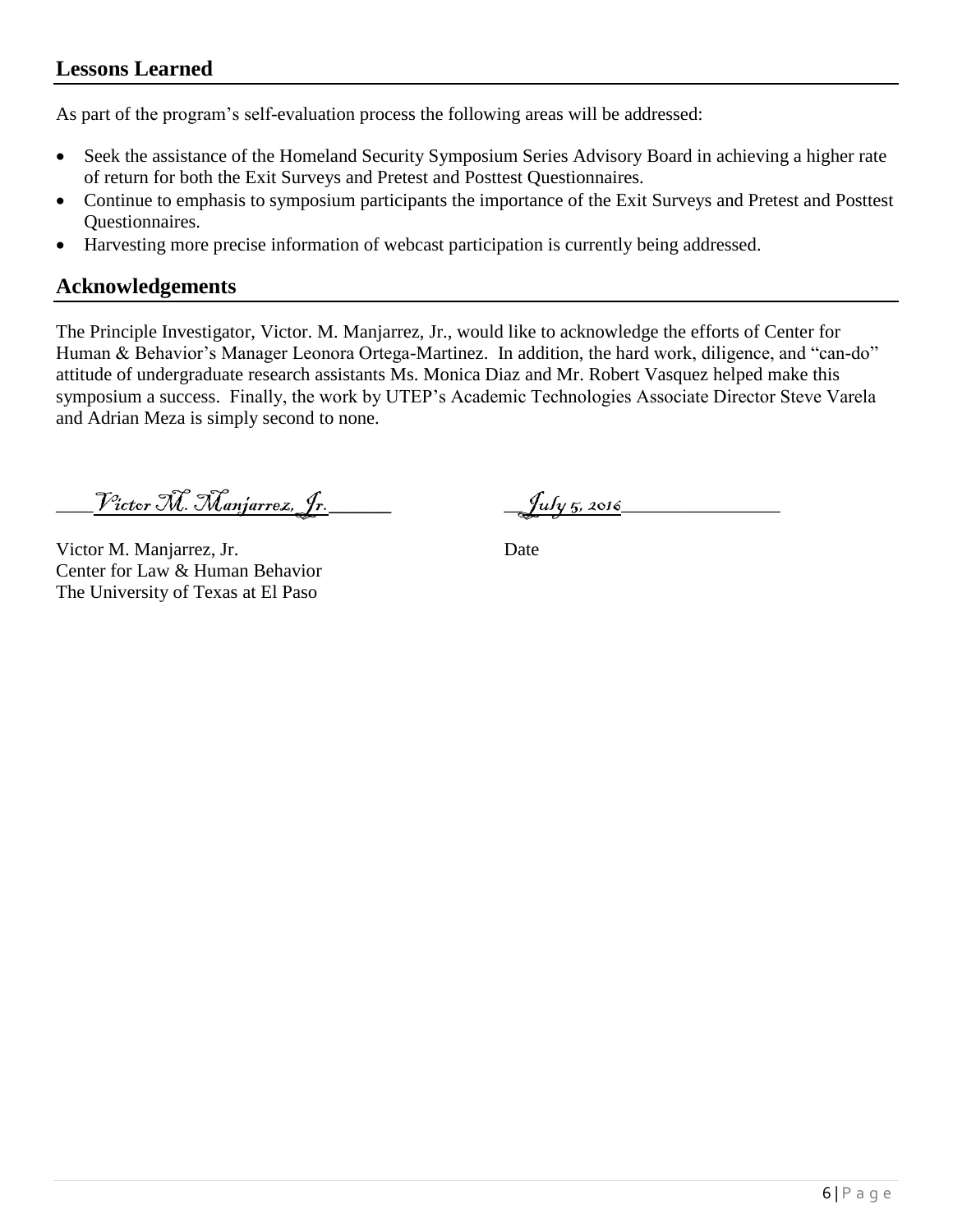## Lessons Learned

As part of the program's self-evaluation process the following areas will be addressed:

- Seek the assistance of the Homeland Security Symposium Series Advisory Board in achieving a higher rate of return for both the Exit Surveys and Pretest and Posttest Questionnaires.
- Continue to emphasis to symposium participants the importance of the Exit Surveys and Pretest and Posttest Questionnaires.
- Harvesting more precise information of webcast participation is currently being addressed.

## Acknowledgements

The Principle Investigator, Victor. M. Manjarrez, Jr., would like to acknowledge the efforts of Center for Human & Behavior's Manager Leonora Ortega-Martinez. In addition, the hard work, diligence, and "can-do" attitude of undergraduate research assistants Ms. Monica Diaz and Mr. Robert Vasquez helped make this symposium a success. Finally, the work by UTEP's Academic Technologies Associate Director Steve Varela and Adrian Meza is simply second to none.

*Victor M. Manjarrez, Jr.* *July 5, 2016*

Victor M. Manjarrez, Jr. Date
Center for Law & Human Behavior
The University of Texas at El Paso